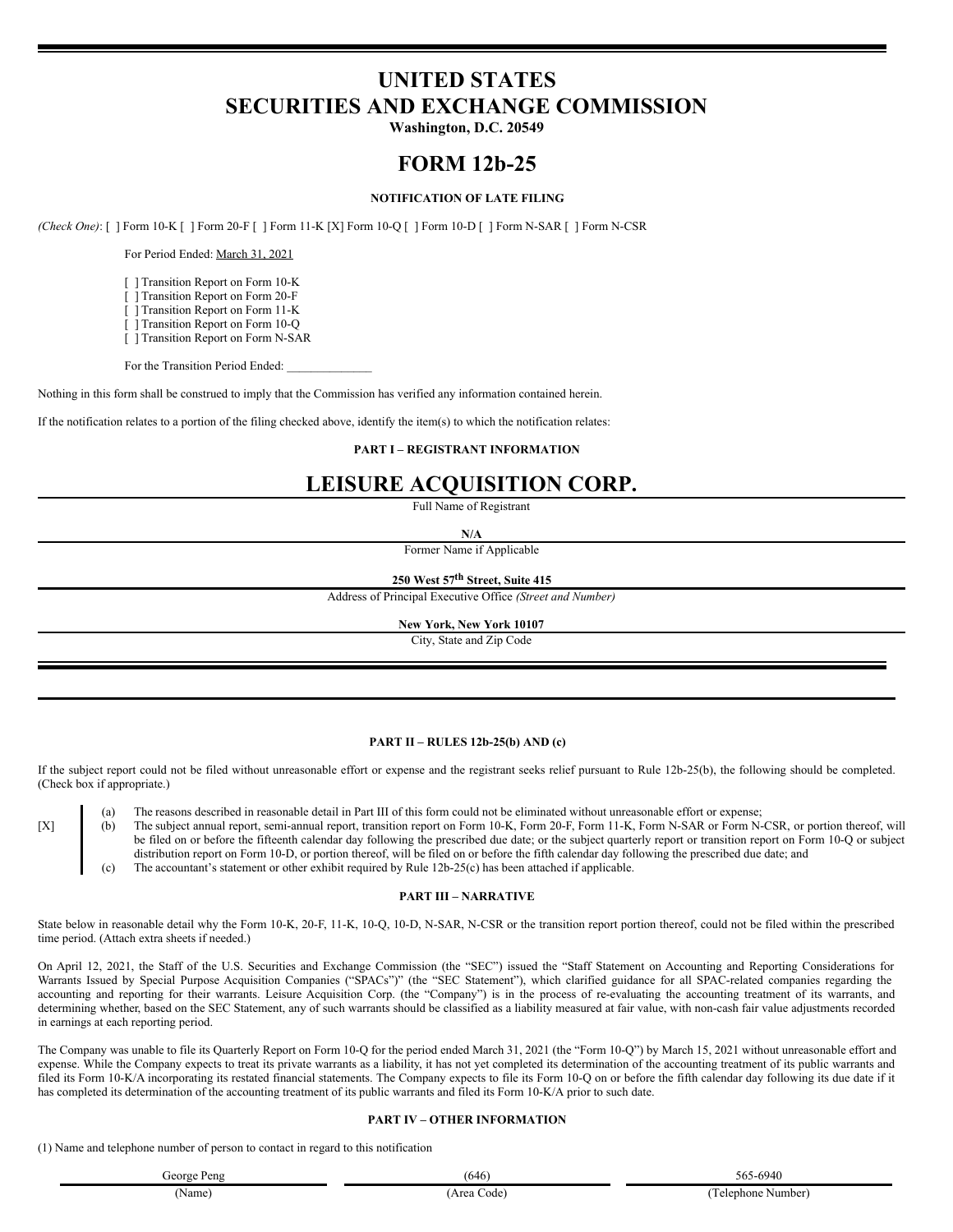# UNITED STATES
# SECURITIES AND EXCHANGE COMMISSION

**Washington, D.C. 20549**

# FORM 12b-25

**NOTIFICATION OF LATE FILING**

*(Check One)*: [ ] Form 10-K [ ] Form 20-F [ ] Form 11-K [X] Form 10-Q [ ] Form 10-D [ ] Form N-SAR [ ] Form N-CSR

For Period Ended: March 31, 2021

[ ] Transition Report on Form 10-K
[ ] Transition Report on Form 20-F
[ ] Transition Report on Form 11-K
[ ] Transition Report on Form 10-Q
[ ] Transition Report on Form N-SAR

For the Transition Period Ended: ______________

Nothing in this form shall be construed to imply that the Commission has verified any information contained herein.

If the notification relates to a portion of the filing checked above, identify the item(s) to which the notification relates:

**PART I – REGISTRANT INFORMATION**

# LEISURE ACQUISITION CORP.

Full Name of Registrant

**N/A**

Former Name if Applicable

**250 West 57th Street, Suite 415**

Address of Principal Executive Office *(Street and Number)*

**New York, New York 10107**

City, State and Zip Code

**PART II – RULES 12b-25(b) AND (c)**

If the subject report could not be filed without unreasonable effort or expense and the registrant seeks relief pursuant to Rule 12b-25(b), the following should be completed. (Check box if appropriate.)

[X]

(a) The reasons described in reasonable detail in Part III of this form could not be eliminated without unreasonable effort or expense;

(b) The subject annual report, semi-annual report, transition report on Form 10-K, Form 20-F, Form 11-K, Form N-SAR or Form N-CSR, or portion thereof, will be filed on or before the fifteenth calendar day following the prescribed due date; or the subject quarterly report or transition report on Form 10-Q or subject distribution report on Form 10-D, or portion thereof, will be filed on or before the fifth calendar day following the prescribed due date; and

(c) The accountant's statement or other exhibit required by Rule 12b-25(c) has been attached if applicable.

**PART III – NARRATIVE**

State below in reasonable detail why the Form 10-K, 20-F, 11-K, 10-Q, 10-D, N-SAR, N-CSR or the transition report portion thereof, could not be filed within the prescribed time period. (Attach extra sheets if needed.)

On April 12, 2021, the Staff of the U.S. Securities and Exchange Commission (the "SEC") issued the "Staff Statement on Accounting and Reporting Considerations for Warrants Issued by Special Purpose Acquisition Companies ("SPACs")" (the "SEC Statement"), which clarified guidance for all SPAC-related companies regarding the accounting and reporting for their warrants. Leisure Acquisition Corp. (the "Company") is in the process of re-evaluating the accounting treatment of its warrants, and determining whether, based on the SEC Statement, any of such warrants should be classified as a liability measured at fair value, with non-cash fair value adjustments recorded in earnings at each reporting period.

The Company was unable to file its Quarterly Report on Form 10-Q for the period ended March 31, 2021 (the "Form 10-Q") by March 15, 2021 without unreasonable effort and expense. While the Company expects to treat its private warrants as a liability, it has not yet completed its determination of the accounting treatment of its public warrants and filed its Form 10-K/A incorporating its restated financial statements. The Company expects to file its Form 10-Q on or before the fifth calendar day following its due date if it has completed its determination of the accounting treatment of its public warrants and filed its Form 10-K/A prior to such date.

**PART IV – OTHER INFORMATION**

(1) Name and telephone number of person to contact in regard to this notification

| George Peng | (646) | 565-6940 |
|---|---|---|
| (Name) | (Area Code) | (Telephone Number) |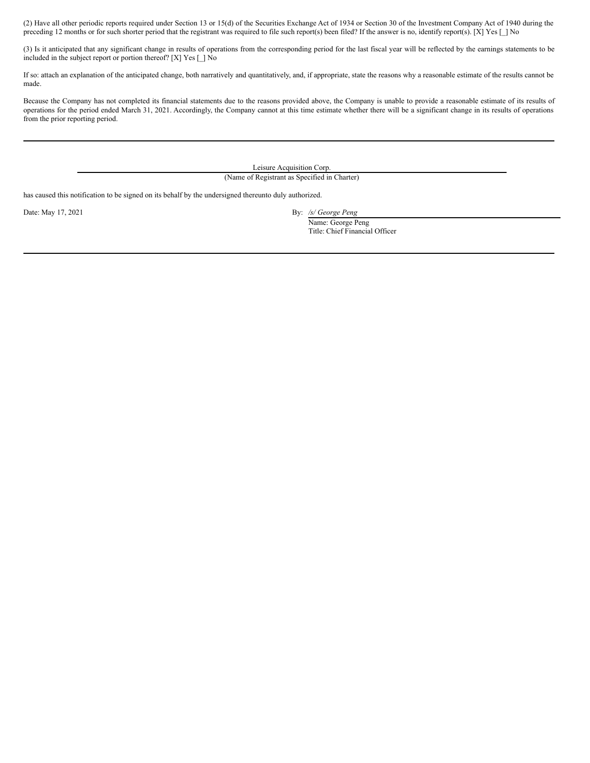(2) Have all other periodic reports required under Section 13 or 15(d) of the Securities Exchange Act of 1934 or Section 30 of the Investment Company Act of 1940 during the preceding 12 months or for such shorter period that the registrant was required to file such report(s) been filed? If the answer is no, identify report(s). [X] Yes [_] No

(3) Is it anticipated that any significant change in results of operations from the corresponding period for the last fiscal year will be reflected by the earnings statements to be included in the subject report or portion thereof? [X] Yes [_] No

If so: attach an explanation of the anticipated change, both narratively and quantitatively, and, if appropriate, state the reasons why a reasonable estimate of the results cannot be made.

Because the Company has not completed its financial statements due to the reasons provided above, the Company is unable to provide a reasonable estimate of its results of operations for the period ended March 31, 2021. Accordingly, the Company cannot at this time estimate whether there will be a significant change in its results of operations from the prior reporting period.

---

Leisure Acquisition Corp.
(Name of Registrant as Specified in Charter)

has caused this notification to be signed on its behalf by the undersigned thereunto duly authorized.

Date: May 17, 2021

By: */s/ George Peng*
Name: George Peng
Title: Chief Financial Officer